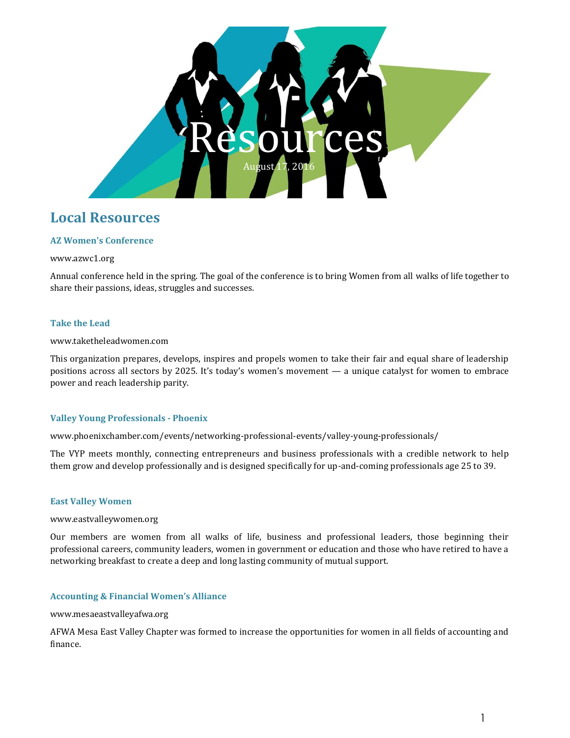# Resources

August 17, 2016

## Local Resources

### AZ Women's Conference

www.azwc1.org

Annual conference held in the spring. The goal of the conference is to bring Women from all walks of life together to share their passions, ideas, struggles and successes.

### Take the Lead

www.taketheleadwomen.com

This organization prepares, develops, inspires and propels women to take their fair and equal share of leadership positions across all sectors by 2025. It's today's women's movement — a unique catalyst for women to embrace power and reach leadership parity.

### Valley Young Professionals - Phoenix

www.phoenixchamber.com/events/networking-professional-events/valley-young-professionals/

The VYP meets monthly, connecting entrepreneurs and business professionals with a credible network to help them grow and develop professionally and is designed specifically for up-and-coming professionals age 25 to 39.

### East Valley Women

www.eastvalleywomen.org

Our members are women from all walks of life, business and professional leaders, those beginning their professional careers, community leaders, women in government or education and those who have retired to have a networking breakfast to create a deep and long lasting community of mutual support.

### Accounting & Financial Women's Alliance

www.mesaeastvalleyafwa.org

AFWA Mesa East Valley Chapter was formed to increase the opportunities for women in all fields of accounting and finance.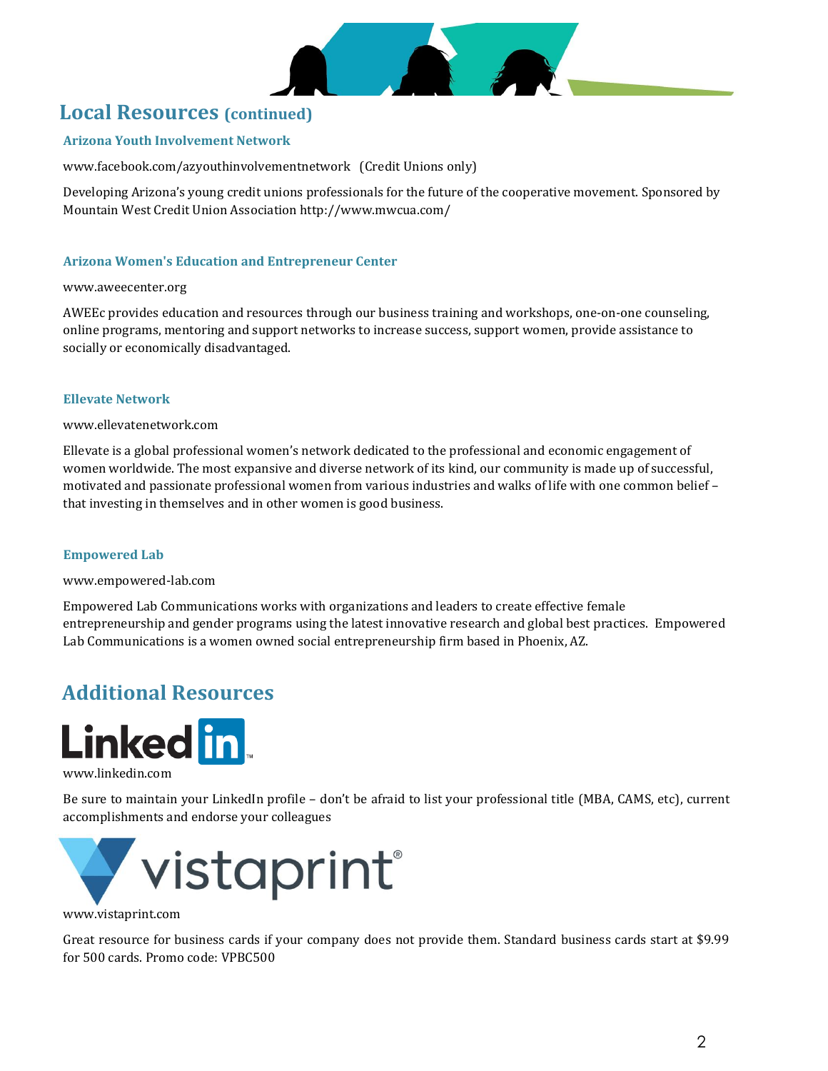## Local Resources (continued)

### Arizona Youth Involvement Network

www.facebook.com/azyouthinvolvementnetwork (Credit Unions only)

Developing Arizona's young credit unions professionals for the future of the cooperative movement. Sponsored by Mountain West Credit Union Association http://www.mwcua.com/

### Arizona Women's Education and Entrepreneur Center

www.aweecenter.org

AWEEc provides education and resources through our business training and workshops, one-on-one counseling, online programs, mentoring and support networks to increase success, support women, provide assistance to socially or economically disadvantaged.

### Ellevate Network

www.ellevatenetwork.com

Ellevate is a global professional women's network dedicated to the professional and economic engagement of women worldwide. The most expansive and diverse network of its kind, our community is made up of successful, motivated and passionate professional women from various industries and walks of life with one common belief – that investing in themselves and in other women is good business.

### Empowered Lab

www.empowered-lab.com

Empowered Lab Communications works with organizations and leaders to create effective female entrepreneurship and gender programs using the latest innovative research and global best practices. Empowered Lab Communications is a women owned social entrepreneurship firm based in Phoenix, AZ.

## Additional Resources

LinkedIn

www.linkedin.com

Be sure to maintain your LinkedIn profile – don't be afraid to list your professional title (MBA, CAMS, etc), current accomplishments and endorse your colleagues

vistaprint®

www.vistaprint.com

Great resource for business cards if your company does not provide them. Standard business cards start at $9.99 for 500 cards. Promo code: VPBC500